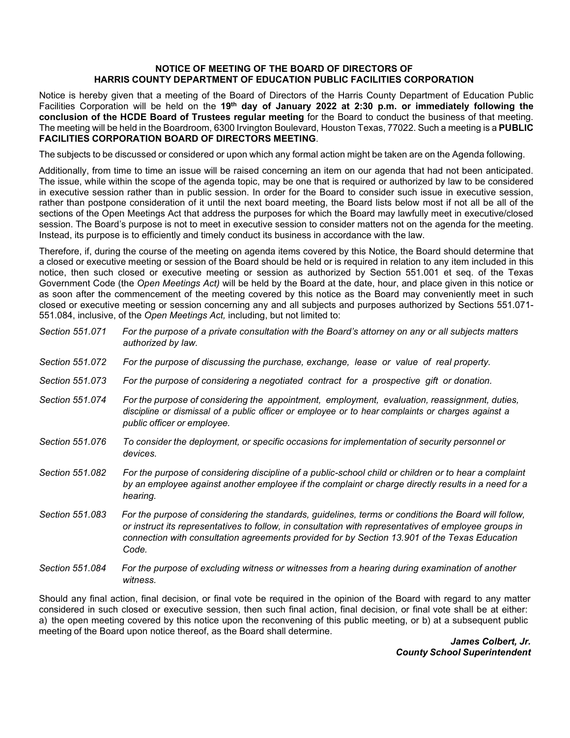# NOTICE OF MEETING OF THE BOARD OF DIRECTORS OF HARRIS COUNTY DEPARTMENT OF EDUCATION PUBLIC FACILITIES CORPORATION

Notice is hereby given that a meeting of the Board of Directors of the Harris County Department of Education Public Facilities Corporation will be held on the **19th day of January 2022 at 2:30 p.m. or immediately following the conclusion of the HCDE Board of Trustees regular meeting** for the Board to conduct the business of that meeting. The meeting will be held in the Boardroom, 6300 Irvington Boulevard, Houston Texas, 77022. Such a meeting is a **PUBLIC FACILITIES CORPORATION BOARD OF DIRECTORS MEETING**.

The subjects to be discussed or considered or upon which any formal action might be taken are on the Agenda following.

Additionally, from time to time an issue will be raised concerning an item on our agenda that had not been anticipated. The issue, while within the scope of the agenda topic, may be one that is required or authorized by law to be considered in executive session rather than in public session. In order for the Board to consider such issue in executive session, rather than postpone consideration of it until the next board meeting, the Board lists below most if not all be all of the sections of the Open Meetings Act that address the purposes for which the Board may lawfully meet in executive/closed session. The Board's purpose is not to meet in executive session to consider matters not on the agenda for the meeting. Instead, its purpose is to efficiently and timely conduct its business in accordance with the law.

Therefore, if, during the course of the meeting on agenda items covered by this Notice, the Board should determine that a closed or executive meeting or session of the Board should be held or is required in relation to any item included in this notice, then such closed or executive meeting or session as authorized by Section 551.001 et seq. of the Texas Government Code (the *Open Meetings Act)* will be held by the Board at the date, hour, and place given in this notice or as soon after the commencement of the meeting covered by this notice as the Board may conveniently meet in such closed or executive meeting or session concerning any and all subjects and purposes authorized by Sections 551.071-551.084, inclusive, of the *Open Meetings Act,* including, but not limited to:

*Section 551.071* *For the purpose of a private consultation with the Board's attorney on any or all subjects matters authorized by law.*

*Section 551.072* *For the purpose of discussing the purchase, exchange, lease or value of real property.*

*Section 551.073* *For the purpose of considering a negotiated contract for a prospective gift or donation.*

*Section 551.074* *For the purpose of considering the appointment, employment, evaluation, reassignment, duties, discipline or dismissal of a public officer or employee or to hear complaints or charges against a public officer or employee.*

*Section 551.076* *To consider the deployment, or specific occasions for implementation of security personnel or devices.*

*Section 551.082* *For the purpose of considering discipline of a public-school child or children or to hear a complaint by an employee against another employee if the complaint or charge directly results in a need for a hearing.*

*Section 551.083* *For the purpose of considering the standards, guidelines, terms or conditions the Board will follow, or instruct its representatives to follow, in consultation with representatives of employee groups in connection with consultation agreements provided for by Section 13.901 of the Texas Education Code.*

*Section 551.084* *For the purpose of excluding witness or witnesses from a hearing during examination of another witness.*

Should any final action, final decision, or final vote be required in the opinion of the Board with regard to any matter considered in such closed or executive session, then such final action, final decision, or final vote shall be at either: a) the open meeting covered by this notice upon the reconvening of this public meeting, or b) at a subsequent public meeting of the Board upon notice thereof, as the Board shall determine.

***James Colbert, Jr.***
***County School Superintendent***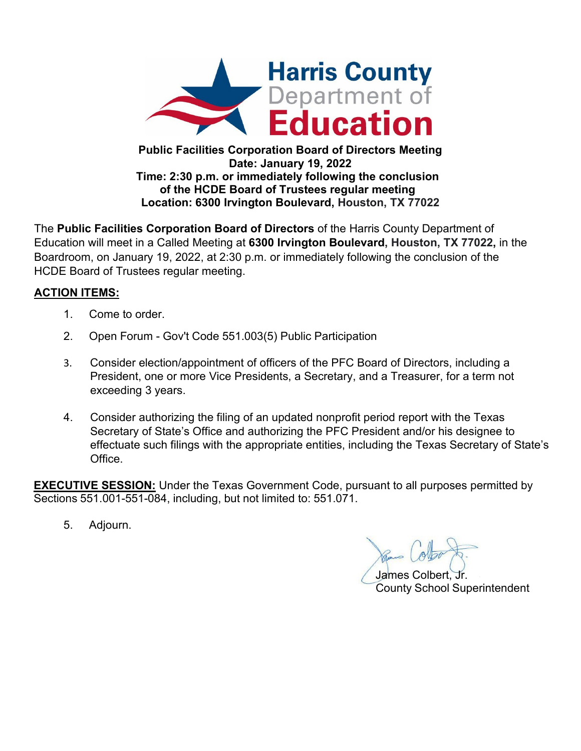# Harris County Department of Education

**Public Facilities Corporation Board of Directors Meeting**
**Date: January 19, 2022**
**Time: 2:30 p.m. or immediately following the conclusion of the HCDE Board of Trustees regular meeting**
**Location: 6300 Irvington Boulevard, Houston, TX 77022**

The **Public Facilities Corporation Board of Directors** of the Harris County Department of Education will meet in a Called Meeting at **6300 Irvington Boulevard, Houston, TX 77022,** in the Boardroom, on January 19, 2022, at 2:30 p.m. or immediately following the conclusion of the HCDE Board of Trustees regular meeting.

**ACTION ITEMS:**

1. Come to order.
2. Open Forum - Gov't Code 551.003(5) Public Participation
3. Consider election/appointment of officers of the PFC Board of Directors, including a President, one or more Vice Presidents, a Secretary, and a Treasurer, for a term not exceeding 3 years.
4. Consider authorizing the filing of an updated nonprofit period report with the Texas Secretary of State's Office and authorizing the PFC President and/or his designee to effectuate such filings with the appropriate entities, including the Texas Secretary of State's Office.

**EXECUTIVE SESSION:** Under the Texas Government Code, pursuant to all purposes permitted by Sections 551.001-551-084, including, but not limited to: 551.071.

5. Adjourn.

James Colbert, Jr.
County School Superintendent